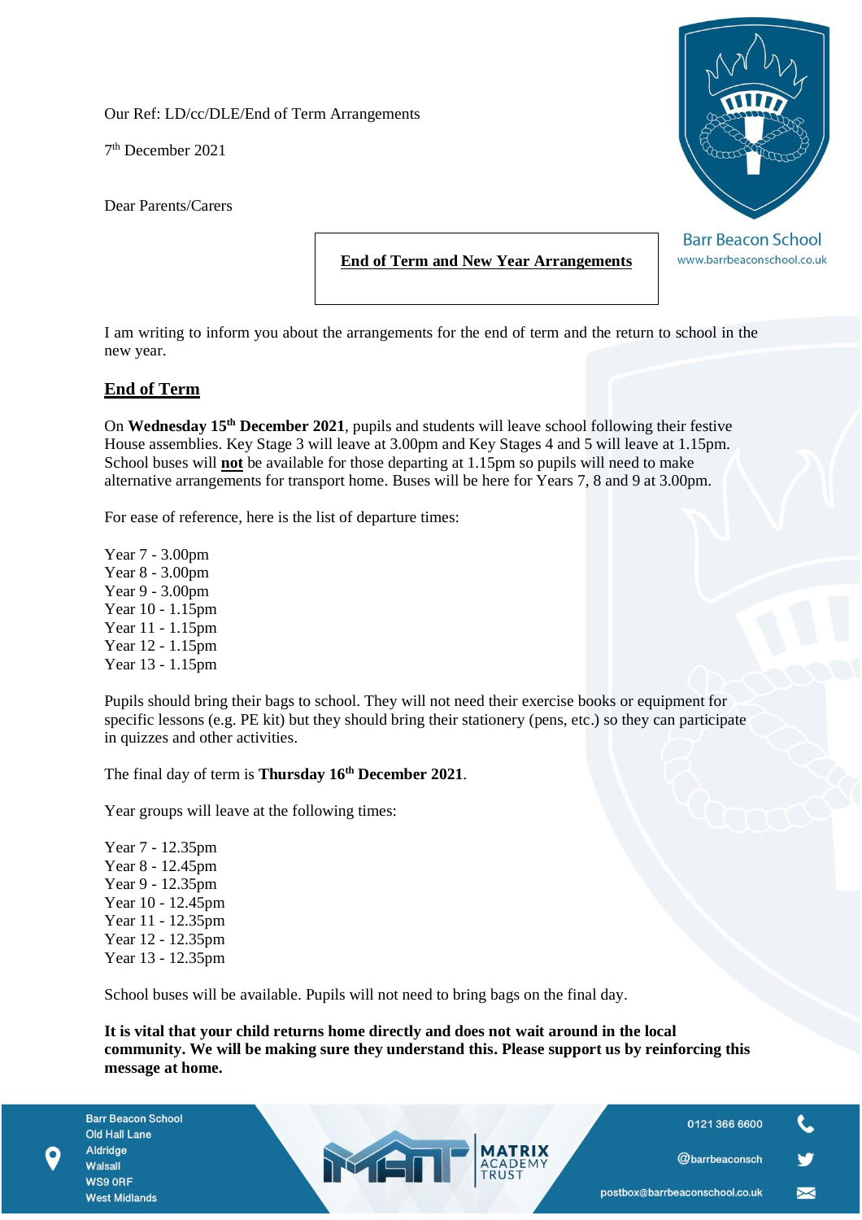Our Ref: LD/cc/DLE/End of Term Arrangements

7th December 2021

Dear Parents/Carers

Barr Beacon School
www.barrbeaconschool.co.uk

## End of Term and New Year Arrangements

I am writing to inform you about the arrangements for the end of term and the return to school in the new year.

## End of Term

On **Wednesday 15th December 2021**, pupils and students will leave school following their festive House assemblies. Key Stage 3 will leave at 3.00pm and Key Stages 4 and 5 will leave at 1.15pm. School buses will **not** be available for those departing at 1.15pm so pupils will need to make alternative arrangements for transport home. Buses will be here for Years 7, 8 and 9 at 3.00pm.

For ease of reference, here is the list of departure times:

Year 7 - 3.00pm
Year 8 - 3.00pm
Year 9 - 3.00pm
Year 10 - 1.15pm
Year 11 - 1.15pm
Year 12 - 1.15pm
Year 13 - 1.15pm

Pupils should bring their bags to school. They will not need their exercise books or equipment for specific lessons (e.g. PE kit) but they should bring their stationery (pens, etc.) so they can participate in quizzes and other activities.

The final day of term is **Thursday 16th December 2021**.

Year groups will leave at the following times:

Year 7 - 12.35pm
Year 8 - 12.45pm
Year 9 - 12.35pm
Year 10 - 12.45pm
Year 11 - 12.35pm
Year 12 - 12.35pm
Year 13 - 12.35pm

School buses will be available. Pupils will not need to bring bags on the final day.

**It is vital that your child returns home directly and does not wait around in the local community. We will be making sure they understand this. Please support us by reinforcing this message at home.**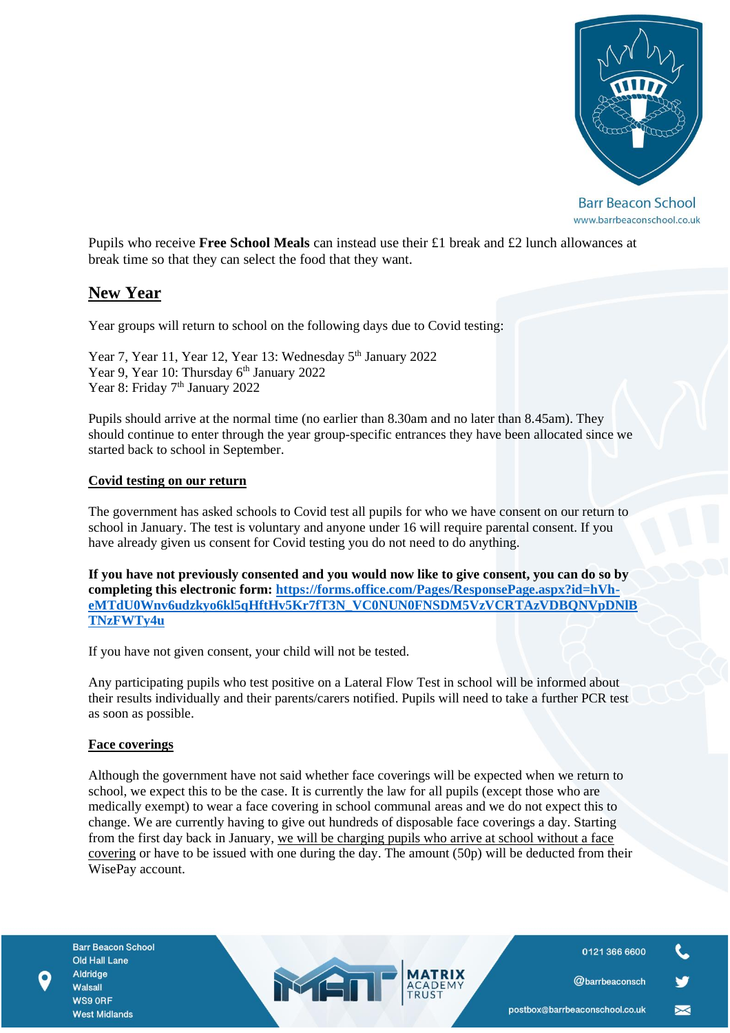Pupils who receive **Free School Meals** can instead use their £1 break and £2 lunch allowances at break time so that they can select the food that they want.

## New Year

Year groups will return to school on the following days due to Covid testing:

Year 7, Year 11, Year 12, Year 13: Wednesday 5th January 2022
Year 9, Year 10: Thursday 6th January 2022
Year 8: Friday 7th January 2022

Pupils should arrive at the normal time (no earlier than 8.30am and no later than 8.45am). They should continue to enter through the year group-specific entrances they have been allocated since we started back to school in September.

### Covid testing on our return

The government has asked schools to Covid test all pupils for who we have consent on our return to school in January. The test is voluntary and anyone under 16 will require parental consent. If you have already given us consent for Covid testing you do not need to do anything.

**If you have not previously consented and you would now like to give consent, you can do so by completing this electronic form: https://forms.office.com/Pages/ResponsePage.aspx?id=hVh-eMTdU0Wnv6udzkyo6kl5qHftHv5Kr7fT3N_VC0NUN0FNSDM5VzVCRTAzVDBQNVpDNlBTNzFWTy4u**

If you have not given consent, your child will not be tested.

Any participating pupils who test positive on a Lateral Flow Test in school will be informed about their results individually and their parents/carers notified. Pupils will need to take a further PCR test as soon as possible.

### Face coverings

Although the government have not said whether face coverings will be expected when we return to school, we expect this to be the case. It is currently the law for all pupils (except those who are medically exempt) to wear a face covering in school communal areas and we do not expect this to change. We are currently having to give out hundreds of disposable face coverings a day. Starting from the first day back in January, we will be charging pupils who arrive at school without a face covering or have to be issued with one during the day. The amount (50p) will be deducted from their WisePay account.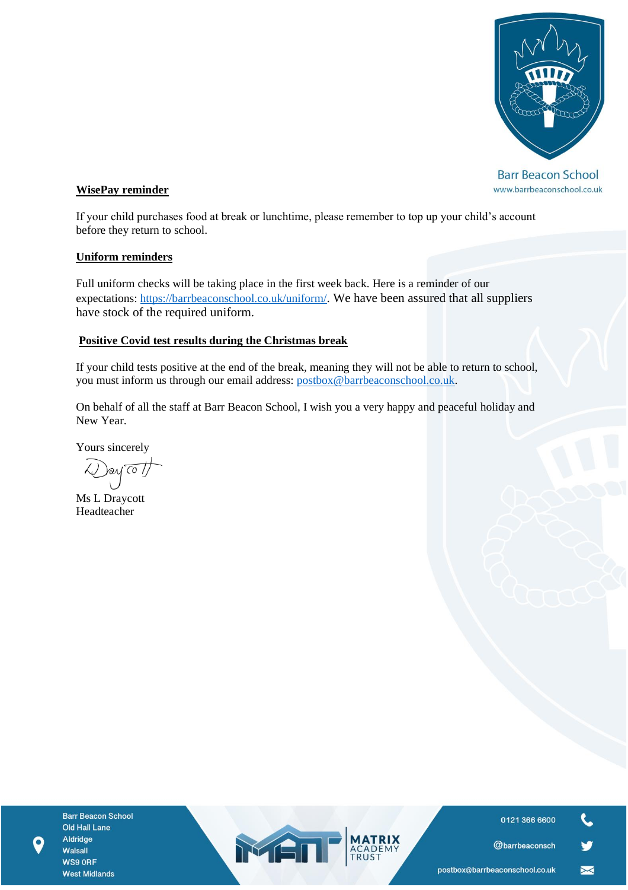**WisePay reminder**

If your child purchases food at break or lunchtime, please remember to top up your child's account before they return to school.

**Uniform reminders**

Full uniform checks will be taking place in the first week back. Here is a reminder of our expectations: https://barrbeaconschool.co.uk/uniform/. We have been assured that all suppliers have stock of the required uniform.

**Positive Covid test results during the Christmas break**

If your child tests positive at the end of the break, meaning they will not be able to return to school, you must inform us through our email address: postbox@barrbeaconschool.co.uk.

On behalf of all the staff at Barr Beacon School, I wish you a very happy and peaceful holiday and New Year.

Yours sincerely

Ms L Draycott
Headteacher